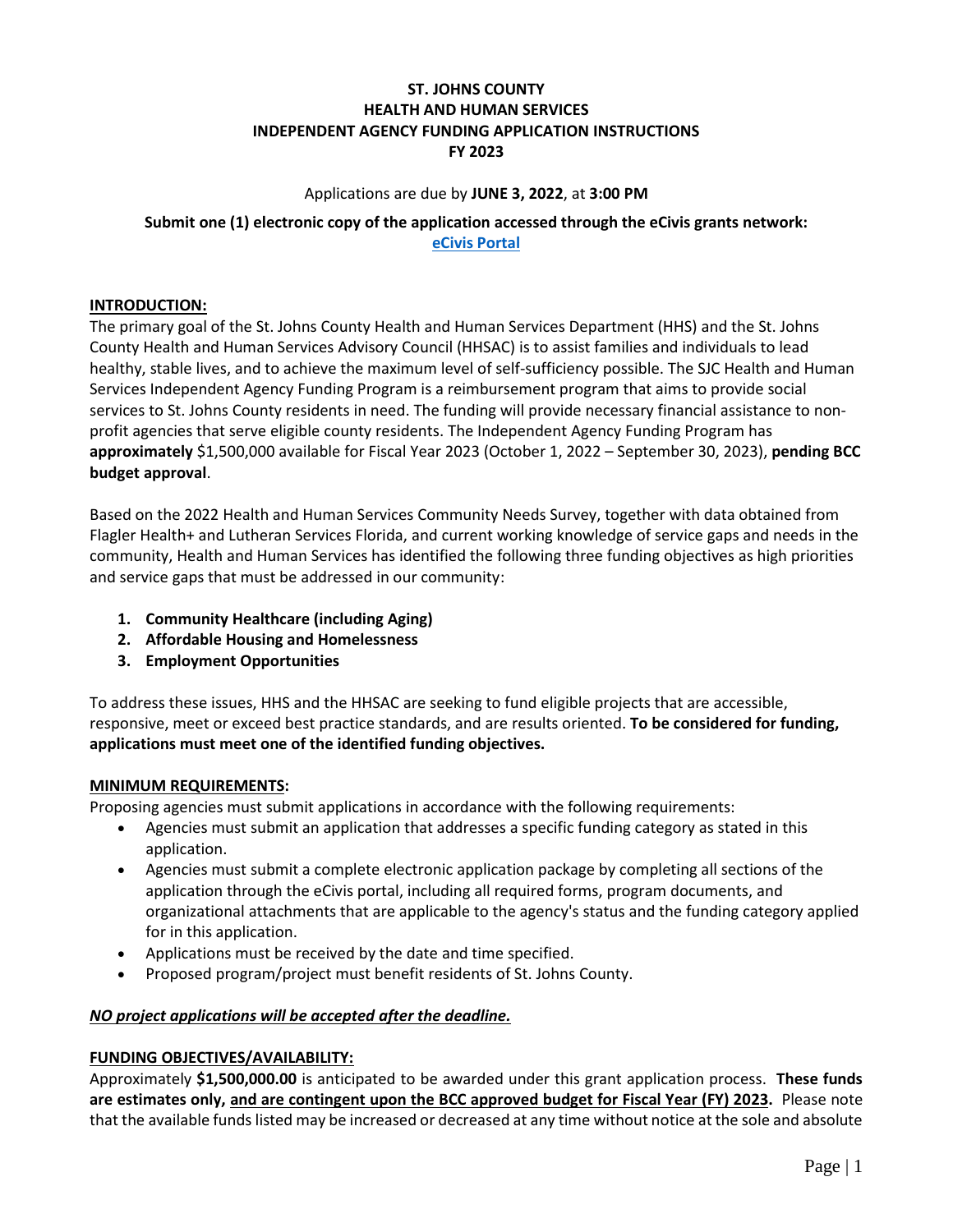# ST. JOHNS COUNTY
# HEALTH AND HUMAN SERVICES
# INDEPENDENT AGENCY FUNDING APPLICATION INSTRUCTIONS
# FY 2023

Applications are due by **JUNE 3, 2022**, at **3:00 PM**

**Submit one (1) electronic copy of the application accessed through the eCivis grants network:**
**eCivis Portal**

## INTRODUCTION:

The primary goal of the St. Johns County Health and Human Services Department (HHS) and the St. Johns County Health and Human Services Advisory Council (HHSAC) is to assist families and individuals to lead healthy, stable lives, and to achieve the maximum level of self-sufficiency possible. The SJC Health and Human Services Independent Agency Funding Program is a reimbursement program that aims to provide social services to St. Johns County residents in need. The funding will provide necessary financial assistance to non-profit agencies that serve eligible county residents. The Independent Agency Funding Program has **approximately** $1,500,000 available for Fiscal Year 2023 (October 1, 2022 – September 30, 2023), **pending BCC budget approval**.

Based on the 2022 Health and Human Services Community Needs Survey, together with data obtained from Flagler Health+ and Lutheran Services Florida, and current working knowledge of service gaps and needs in the community, Health and Human Services has identified the following three funding objectives as high priorities and service gaps that must be addressed in our community:

1. **Community Healthcare (including Aging)**
2. **Affordable Housing and Homelessness**
3. **Employment Opportunities**

To address these issues, HHS and the HHSAC are seeking to fund eligible projects that are accessible, responsive, meet or exceed best practice standards, and are results oriented. **To be considered for funding, applications must meet one of the identified funding objectives.**

## MINIMUM REQUIREMENTS:

Proposing agencies must submit applications in accordance with the following requirements:

- Agencies must submit an application that addresses a specific funding category as stated in this application.
- Agencies must submit a complete electronic application package by completing all sections of the application through the eCivis portal, including all required forms, program documents, and organizational attachments that are applicable to the agency's status and the funding category applied for in this application.
- Applications must be received by the date and time specified.
- Proposed program/project must benefit residents of St. Johns County.

***NO project applications will be accepted after the deadline.***

## FUNDING OBJECTIVES/AVAILABILITY:

Approximately **$1,500,000.00** is anticipated to be awarded under this grant application process. **These funds are estimates only, and are contingent upon the BCC approved budget for Fiscal Year (FY) 2023.** Please note that the available funds listed may be increased or decreased at any time without notice at the sole and absolute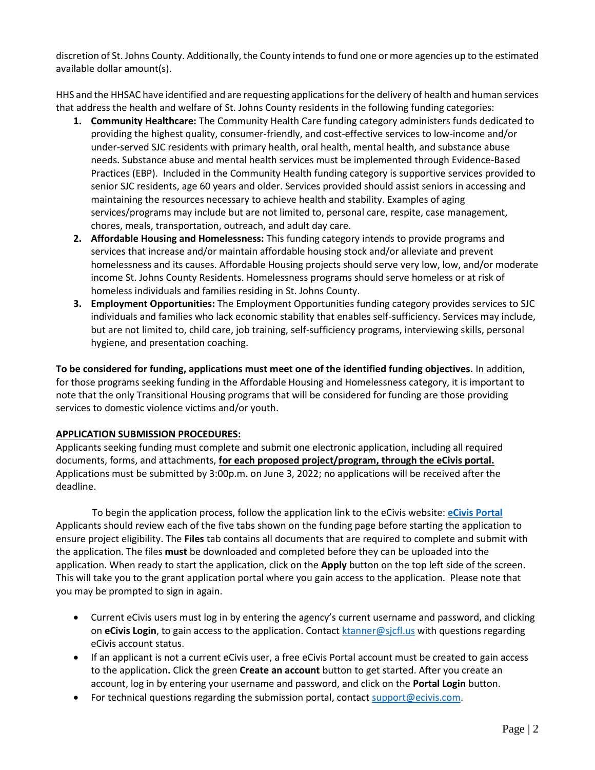discretion of St. Johns County. Additionally, the County intends to fund one or more agencies up to the estimated available dollar amount(s).

HHS and the HHSAC have identified and are requesting applications for the delivery of health and human services that address the health and welfare of St. Johns County residents in the following funding categories:

1. **Community Healthcare:** The Community Health Care funding category administers funds dedicated to providing the highest quality, consumer-friendly, and cost-effective services to low-income and/or under-served SJC residents with primary health, oral health, mental health, and substance abuse needs. Substance abuse and mental health services must be implemented through Evidence-Based Practices (EBP). Included in the Community Health funding category is supportive services provided to senior SJC residents, age 60 years and older. Services provided should assist seniors in accessing and maintaining the resources necessary to achieve health and stability. Examples of aging services/programs may include but are not limited to, personal care, respite, case management, chores, meals, transportation, outreach, and adult day care.
2. **Affordable Housing and Homelessness:** This funding category intends to provide programs and services that increase and/or maintain affordable housing stock and/or alleviate and prevent homelessness and its causes. Affordable Housing projects should serve very low, low, and/or moderate income St. Johns County Residents. Homelessness programs should serve homeless or at risk of homeless individuals and families residing in St. Johns County.
3. **Employment Opportunities:** The Employment Opportunities funding category provides services to SJC individuals and families who lack economic stability that enables self-sufficiency. Services may include, but are not limited to, child care, job training, self-sufficiency programs, interviewing skills, personal hygiene, and presentation coaching.

**To be considered for funding, applications must meet one of the identified funding objectives.** In addition, for those programs seeking funding in the Affordable Housing and Homelessness category, it is important to note that the only Transitional Housing programs that will be considered for funding are those providing services to domestic violence victims and/or youth.

**APPLICATION SUBMISSION PROCEDURES:**

Applicants seeking funding must complete and submit one electronic application, including all required documents, forms, and attachments, **for each proposed project/program, through the eCivis portal.** Applications must be submitted by 3:00p.m. on June 3, 2022; no applications will be received after the deadline.

To begin the application process, follow the application link to the eCivis website: **eCivis Portal** Applicants should review each of the five tabs shown on the funding page before starting the application to ensure project eligibility. The **Files** tab contains all documents that are required to complete and submit with the application. The files **must** be downloaded and completed before they can be uploaded into the application. When ready to start the application, click on the **Apply** button on the top left side of the screen. This will take you to the grant application portal where you gain access to the application. Please note that you may be prompted to sign in again.

- Current eCivis users must log in by entering the agency's current username and password, and clicking on **eCivis Login**, to gain access to the application. Contact ktanner@sjcfl.us with questions regarding eCivis account status.
- If an applicant is not a current eCivis user, a free eCivis Portal account must be created to gain access to the application**.** Click the green **Create an account** button to get started. After you create an account, log in by entering your username and password, and click on the **Portal Login** button.
- For technical questions regarding the submission portal, contact support@ecivis.com.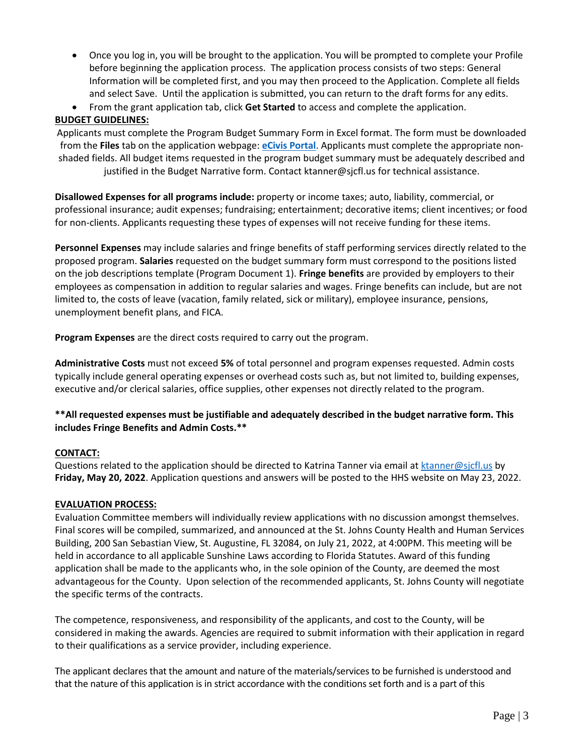- Once you log in, you will be brought to the application. You will be prompted to complete your Profile before beginning the application process. The application process consists of two steps: General Information will be completed first, and you may then proceed to the Application. Complete all fields and select Save. Until the application is submitted, you can return to the draft forms for any edits.
- From the grant application tab, click **Get Started** to access and complete the application.

**BUDGET GUIDELINES:**

Applicants must complete the Program Budget Summary Form in Excel format. The form must be downloaded from the **Files** tab on the application webpage: **eCivis Portal**. Applicants must complete the appropriate non-shaded fields. All budget items requested in the program budget summary must be adequately described and justified in the Budget Narrative form. Contact ktanner@sjcfl.us for technical assistance.

**Disallowed Expenses for all programs include:** property or income taxes; auto, liability, commercial, or professional insurance; audit expenses; fundraising; entertainment; decorative items; client incentives; or food for non-clients. Applicants requesting these types of expenses will not receive funding for these items.

**Personnel Expenses** may include salaries and fringe benefits of staff performing services directly related to the proposed program. **Salaries** requested on the budget summary form must correspond to the positions listed on the job descriptions template (Program Document 1). **Fringe benefits** are provided by employers to their employees as compensation in addition to regular salaries and wages. Fringe benefits can include, but are not limited to, the costs of leave (vacation, family related, sick or military), employee insurance, pensions, unemployment benefit plans, and FICA.

**Program Expenses** are the direct costs required to carry out the program.

**Administrative Costs** must not exceed **5%** of total personnel and program expenses requested. Admin costs typically include general operating expenses or overhead costs such as, but not limited to, building expenses, executive and/or clerical salaries, office supplies, other expenses not directly related to the program.

****All requested expenses must be justifiable and adequately described in the budget narrative form. This includes Fringe Benefits and Admin Costs.****

**CONTACT:**

Questions related to the application should be directed to Katrina Tanner via email at ktanner@sjcfl.us by **Friday, May 20, 2022**. Application questions and answers will be posted to the HHS website on May 23, 2022.

**EVALUATION PROCESS:**

Evaluation Committee members will individually review applications with no discussion amongst themselves. Final scores will be compiled, summarized, and announced at the St. Johns County Health and Human Services Building, 200 San Sebastian View, St. Augustine, FL 32084, on July 21, 2022, at 4:00PM. This meeting will be held in accordance to all applicable Sunshine Laws according to Florida Statutes. Award of this funding application shall be made to the applicants who, in the sole opinion of the County, are deemed the most advantageous for the County. Upon selection of the recommended applicants, St. Johns County will negotiate the specific terms of the contracts.

The competence, responsiveness, and responsibility of the applicants, and cost to the County, will be considered in making the awards. Agencies are required to submit information with their application in regard to their qualifications as a service provider, including experience.

The applicant declares that the amount and nature of the materials/services to be furnished is understood and that the nature of this application is in strict accordance with the conditions set forth and is a part of this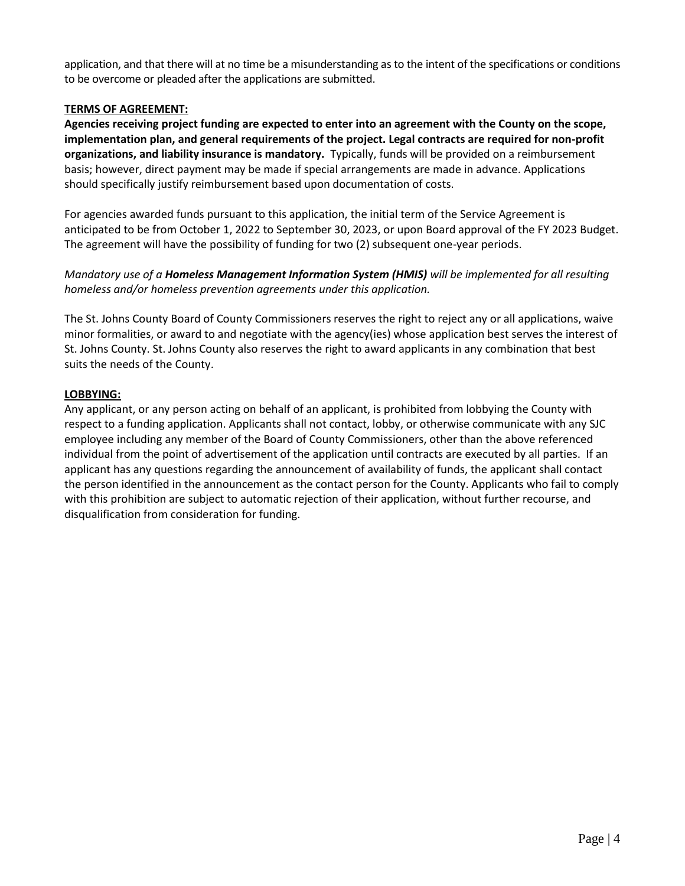application, and that there will at no time be a misunderstanding as to the intent of the specifications or conditions to be overcome or pleaded after the applications are submitted.

**TERMS OF AGREEMENT:**

**Agencies receiving project funding are expected to enter into an agreement with the County on the scope, implementation plan, and general requirements of the project. Legal contracts are required for non-profit organizations, and liability insurance is mandatory.** Typically, funds will be provided on a reimbursement basis; however, direct payment may be made if special arrangements are made in advance. Applications should specifically justify reimbursement based upon documentation of costs.

For agencies awarded funds pursuant to this application, the initial term of the Service Agreement is anticipated to be from October 1, 2022 to September 30, 2023, or upon Board approval of the FY 2023 Budget. The agreement will have the possibility of funding for two (2) subsequent one-year periods.

*Mandatory use of a **Homeless Management Information System (HMIS)** will be implemented for all resulting homeless and/or homeless prevention agreements under this application.*

The St. Johns County Board of County Commissioners reserves the right to reject any or all applications, waive minor formalities, or award to and negotiate with the agency(ies) whose application best serves the interest of St. Johns County. St. Johns County also reserves the right to award applicants in any combination that best suits the needs of the County.

**LOBBYING:**

Any applicant, or any person acting on behalf of an applicant, is prohibited from lobbying the County with respect to a funding application. Applicants shall not contact, lobby, or otherwise communicate with any SJC employee including any member of the Board of County Commissioners, other than the above referenced individual from the point of advertisement of the application until contracts are executed by all parties. If an applicant has any questions regarding the announcement of availability of funds, the applicant shall contact the person identified in the announcement as the contact person for the County. Applicants who fail to comply with this prohibition are subject to automatic rejection of their application, without further recourse, and disqualification from consideration for funding.